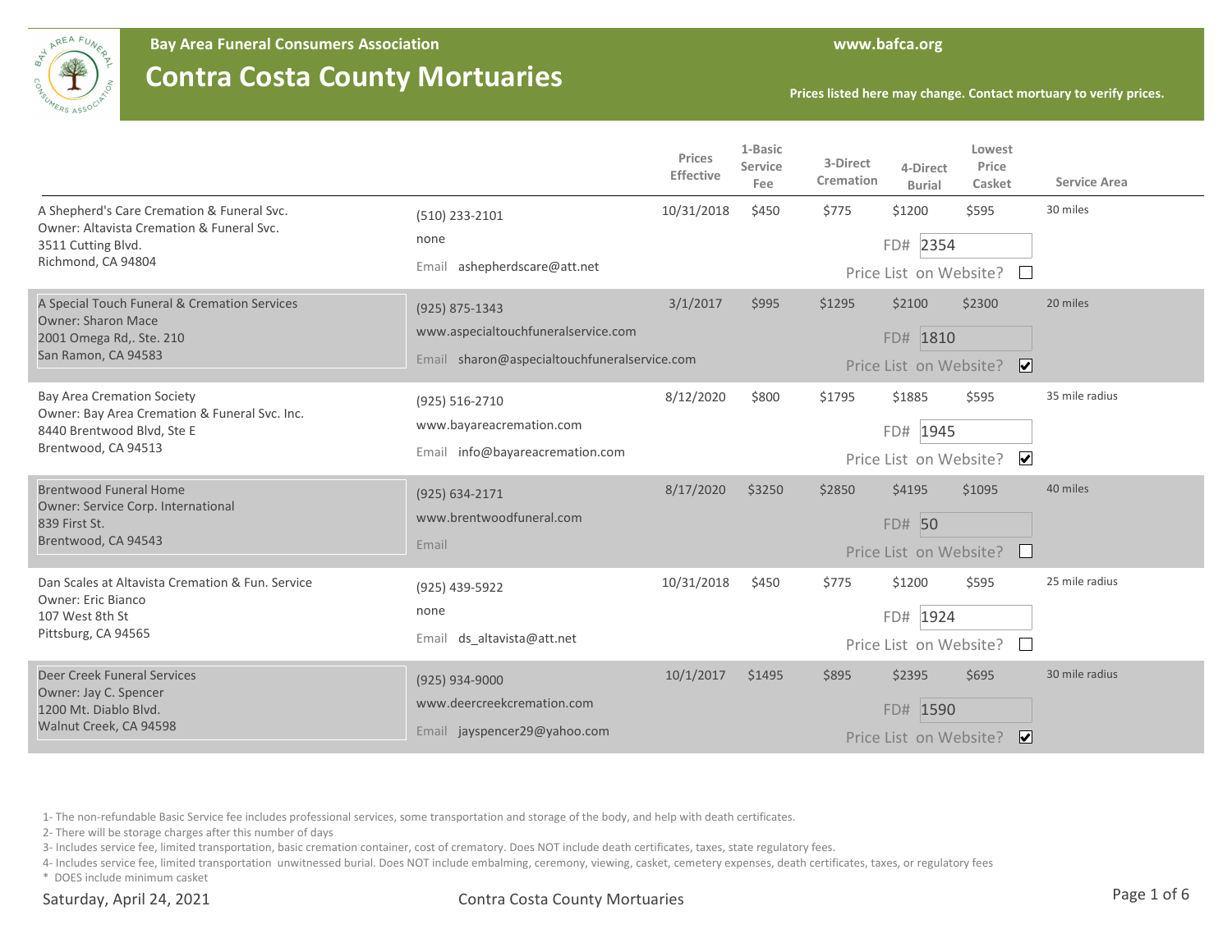**Bay Area Funeral Consumers Association**

# Contra Costa County Mortuaries

www.bafca.org

**Prices listed here may change. Contact mortuary to verify prices.**

| Mortuary | Contact | Prices Effective | 1-Basic Service Fee | 3-Direct Cremation | 4-Direct Burial | Lowest Price Casket | Service Area |
|---|---|---|---|---|---|---|---|
| A Shepherd's Care Cremation & Funeral Svc.<br>Owner: Altavista Cremation & Funeral Svc.<br>3511 Cutting Blvd.<br>Richmond, CA 94804 | (510) 233-2101<br>none<br>Email ashepherdscare@att.net | 10/31/2018 | $450 | $775 | $1200 | $595 | 30 miles |
| | | | | | FD# 2354 | | |
| | | | | | Price List on Website? ☐ | | |
| A Special Touch Funeral & Cremation Services<br>Owner: Sharon Mace<br>2001 Omega Rd,. Ste. 210<br>San Ramon, CA 94583 | (925) 875-1343<br>www.aspecialtouchfuneralservice.com<br>Email sharon@aspecialtouchfuneralservice.com | 3/1/2017 | $995 | $1295 | $2100 | $2300 | 20 miles |
| | | | | | FD# 1810 | | |
| | | | | | Price List on Website? ☑ | | |
| Bay Area Cremation Society<br>Owner: Bay Area Cremation & Funeral Svc. Inc.<br>8440 Brentwood Blvd, Ste E<br>Brentwood, CA 94513 | (925) 516-2710<br>www.bayareacremation.com<br>Email info@bayareacremation.com | 8/12/2020 | $800 | $1795 | $1885 | $595 | 35 mile radius |
| | | | | | FD# 1945 | | |
| | | | | | Price List on Website? ☑ | | |
| Brentwood Funeral Home<br>Owner: Service Corp. International<br>839 First St.<br>Brentwood, CA 94543 | (925) 634-2171<br>www.brentwoodfuneral.com<br>Email | 8/17/2020 | $3250 | $2850 | $4195 | $1095 | 40 miles |
| | | | | | FD# 50 | | |
| | | | | | Price List on Website? ☐ | | |
| Dan Scales at Altavista Cremation & Fun. Service<br>Owner: Eric Bianco<br>107 West 8th St<br>Pittsburg, CA 94565 | (925) 439-5922<br>none<br>Email ds_altavista@att.net | 10/31/2018 | $450 | $775 | $1200 | $595 | 25 mile radius |
| | | | | | FD# 1924 | | |
| | | | | | Price List on Website? ☐ | | |
| Deer Creek Funeral Services<br>Owner: Jay C. Spencer<br>1200 Mt. Diablo Blvd.<br>Walnut Creek, CA 94598 | (925) 934-9000<br>www.deercreekcremation.com<br>Email jayspencer29@yahoo.com | 10/1/2017 | $1495 | $895 | $2395 | $695 | 30 mile radius |
| | | | | | FD# 1590 | | |
| | | | | | Price List on Website? ☑ | | |

1- The non-refundable Basic Service fee includes professional services, some transportation and storage of the body, and help with death certificates.

2- There will be storage charges after this number of days

3- Includes service fee, limited transportation, basic cremation container, cost of crematory. Does NOT include death certificates, taxes, state regulatory fees.

4- Includes service fee, limited transportation unwitnessed burial. Does NOT include embalming, ceremony, viewing, casket, cemetery expenses, death certificates, taxes, or regulatory fees

* DOES include minimum casket

Saturday, April 24, 2021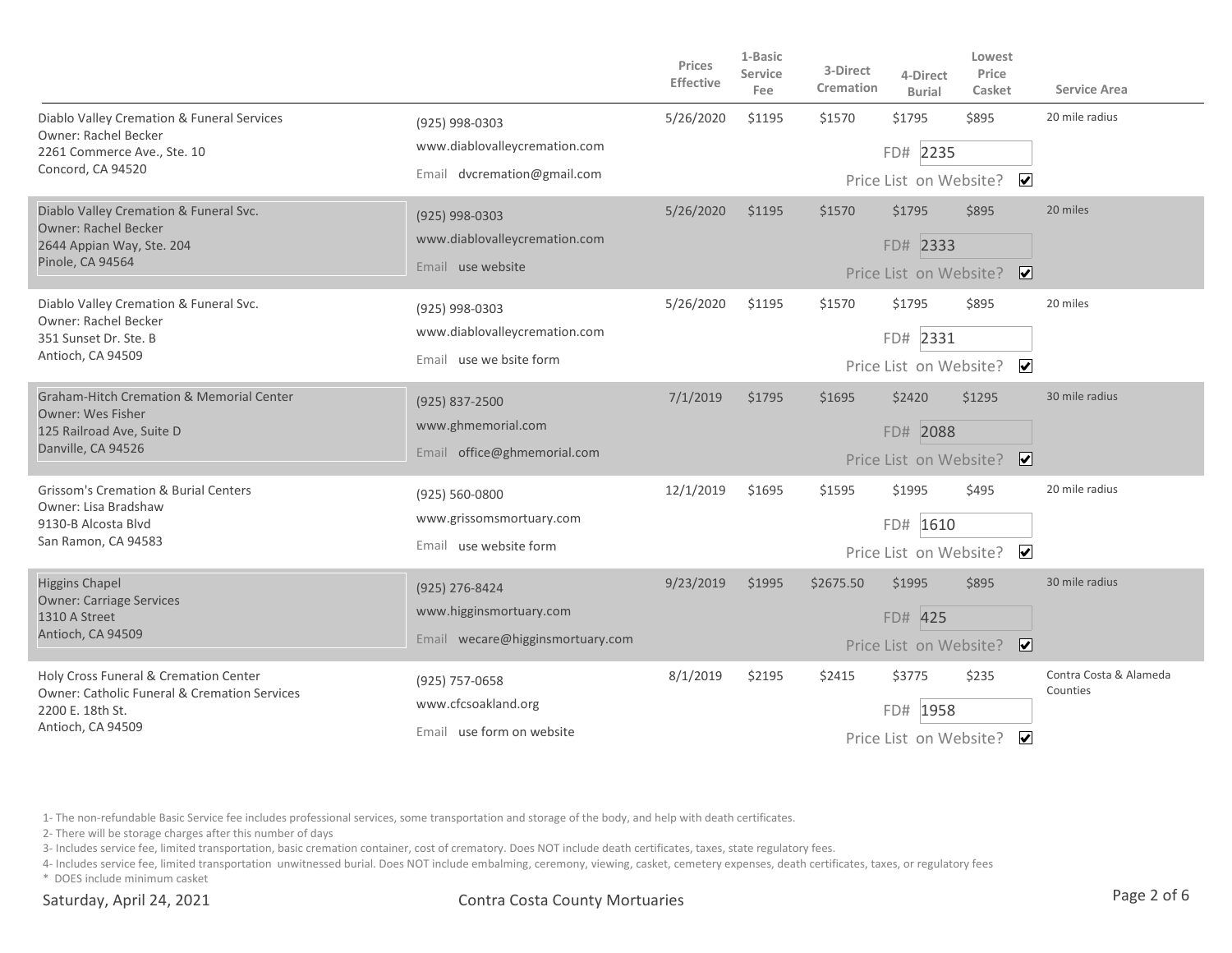| | | Prices Effective | 1-Basic Service Fee | 3-Direct Cremation | 4-Direct Burial | Lowest Price Casket | Service Area |
|---|---|---|---|---|---|---|---|
| Diablo Valley Cremation & Funeral Services<br>Owner: Rachel Becker<br>2261 Commerce Ave., Ste. 10<br>Concord, CA 94520 | (925) 998-0303<br>www.diablovalleycremation.com<br>Email dvcremation@gmail.com | 5/26/2020 | $1195 | $1570 | $1795<br>FD# 2235<br>Price List on Website? ☑ | $895 | 20 mile radius |
| Diablo Valley Cremation & Funeral Svc.<br>Owner: Rachel Becker<br>2644 Appian Way, Ste. 204<br>Pinole, CA 94564 | (925) 998-0303<br>www.diablovalleycremation.com<br>Email use website | 5/26/2020 | $1195 | $1570 | $1795<br>FD# 2333<br>Price List on Website? ☑ | $895 | 20 miles |
| Diablo Valley Cremation & Funeral Svc.<br>Owner: Rachel Becker<br>351 Sunset Dr. Ste. B<br>Antioch, CA 94509 | (925) 998-0303<br>www.diablovalleycremation.com<br>Email use we bsite form | 5/26/2020 | $1195 | $1570 | $1795<br>FD# 2331<br>Price List on Website? ☑ | $895 | 20 miles |
| Graham-Hitch Cremation & Memorial Center<br>Owner: Wes Fisher<br>125 Railroad Ave, Suite D<br>Danville, CA 94526 | (925) 837-2500<br>www.ghmemorial.com<br>Email office@ghmemorial.com | 7/1/2019 | $1795 | $1695 | $2420<br>FD# 2088<br>Price List on Website? ☑ | $1295 | 30 mile radius |
| Grissom's Cremation & Burial Centers<br>Owner: Lisa Bradshaw<br>9130-B Alcosta Blvd<br>San Ramon, CA 94583 | (925) 560-0800<br>www.grissomsmortuary.com<br>Email use website form | 12/1/2019 | $1695 | $1595 | $1995<br>FD# 1610<br>Price List on Website? ☑ | $495 | 20 mile radius |
| Higgins Chapel<br>Owner: Carriage Services<br>1310 A Street<br>Antioch, CA 94509 | (925) 276-8424<br>www.higginsmortuary.com<br>Email wecare@higginsmortuary.com | 9/23/2019 | $1995 | $2675.50 | $1995<br>FD# 425<br>Price List on Website? ☑ | $895 | 30 mile radius |
| Holy Cross Funeral & Cremation Center<br>Owner: Catholic Funeral & Cremation Services<br>2200 E. 18th St.<br>Antioch, CA 94509 | (925) 757-0658<br>www.cfcsoakland.org<br>Email use form on website | 8/1/2019 | $2195 | $2415 | $3775<br>FD# 1958<br>Price List on Website? ☑ | $235 | Contra Costa & Alameda Counties |

1- The non-refundable Basic Service fee includes professional services, some transportation and storage of the body, and help with death certificates.

2- There will be storage charges after this number of days

3- Includes service fee, limited transportation, basic cremation container, cost of crematory. Does NOT include death certificates, taxes, state regulatory fees.

4- Includes service fee, limited transportation unwitnessed burial. Does NOT include embalming, ceremony, viewing, casket, cemetery expenses, death certificates, taxes, or regulatory fees

\* DOES include minimum casket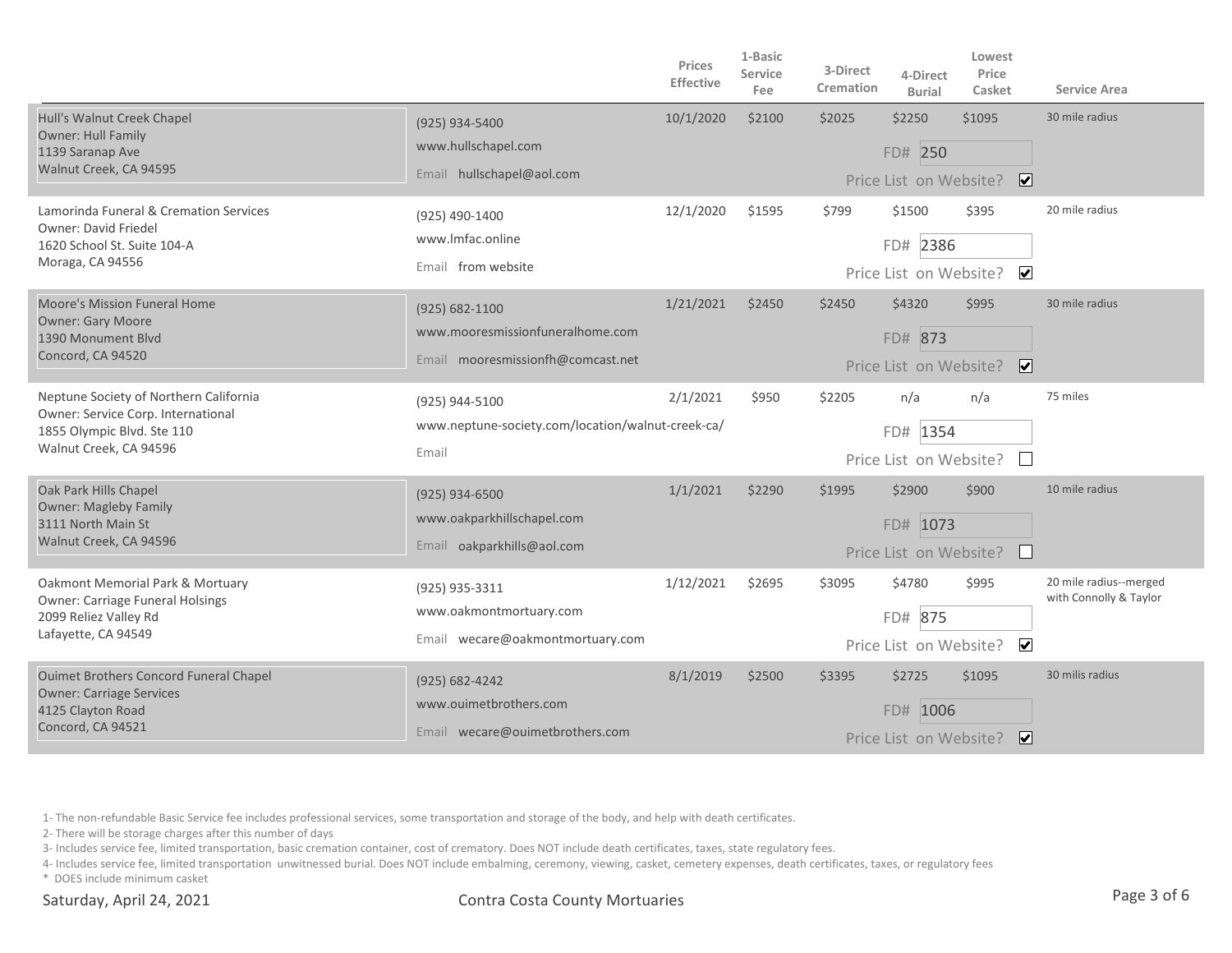| Mortuary | Contact | Prices Effective | 1-Basic Service Fee | 3-Direct Cremation | 4-Direct Burial | Lowest Price Casket | Service Area |
|---|---|---|---|---|---|---|---|
| Hull's Walnut Creek Chapel<br>Owner: Hull Family<br>1139 Saranap Ave<br>Walnut Creek, CA 94595 | (925) 934-5400<br>www.hullschapel.com<br>Email hullschapel@aol.com | 10/1/2020 | $2100 | $2025 | $2250 | $1095 | 30 mile radius |
| | | | | | FD# 250 | Price List on Website? ☑ | |
| Lamorinda Funeral & Cremation Services<br>Owner: David Friedel<br>1620 School St. Suite 104-A<br>Moraga, CA 94556 | (925) 490-1400<br>www.lmfac.online<br>Email from website | 12/1/2020 | $1595 | $799 | $1500 | $395 | 20 mile radius |
| | | | | | FD# 2386 | Price List on Website? ☑ | |
| Moore's Mission Funeral Home<br>Owner: Gary Moore<br>1390 Monument Blvd<br>Concord, CA 94520 | (925) 682-1100<br>www.mooresmissionfuneralhome.com<br>Email mooresmissionfh@comcast.net | 1/21/2021 | $2450 | $2450 | $4320 | $995 | 30 mile radius |
| | | | | | FD# 873 | Price List on Website? ☑ | |
| Neptune Society of Northern California<br>Owner: Service Corp. International<br>1855 Olympic Blvd. Ste 110<br>Walnut Creek, CA 94596 | (925) 944-5100<br>www.neptune-society.com/location/walnut-creek-ca/<br>Email | 2/1/2021 | $950 | $2205 | n/a | n/a | 75 miles |
| | | | | | FD# 1354 | Price List on Website? ☐ | |
| Oak Park Hills Chapel<br>Owner: Magleby Family<br>3111 North Main St<br>Walnut Creek, CA 94596 | (925) 934-6500<br>www.oakparkhillschapel.com<br>Email oakparkhills@aol.com | 1/1/2021 | $2290 | $1995 | $2900 | $900 | 10 mile radius |
| | | | | | FD# 1073 | Price List on Website? ☐ | |
| Oakmont Memorial Park & Mortuary<br>Owner: Carriage Funeral Holsings<br>2099 Reliez Valley Rd<br>Lafayette, CA 94549 | (925) 935-3311<br>www.oakmontmortuary.com<br>Email wecare@oakmontmortuary.com | 1/12/2021 | $2695 | $3095 | $4780 | $995 | 20 mile radius--merged with Connolly & Taylor |
| | | | | | FD# 875 | Price List on Website? ☑ | |
| Ouimet Brothers Concord Funeral Chapel<br>Owner: Carriage Services<br>4125 Clayton Road<br>Concord, CA 94521 | (925) 682-4242<br>www.ouimetbrothers.com<br>Email wecare@ouimetbrothers.com | 8/1/2019 | $2500 | $3395 | $2725 | $1095 | 30 milis radius |
| | | | | | FD# 1006 | Price List on Website? ☑ | |

1- The non-refundable Basic Service fee includes professional services, some transportation and storage of the body, and help with death certificates.
2- There will be storage charges after this number of days
3- Includes service fee, limited transportation, basic cremation container, cost of crematory. Does NOT include death certificates, taxes, state regulatory fees.
4- Includes service fee, limited transportation unwitnessed burial. Does NOT include embalming, ceremony, viewing, casket, cemetery expenses, death certificates, taxes, or regulatory fees
\* DOES include minimum casket

Saturday, April 24, 2021

Contra Costa County Mortuaries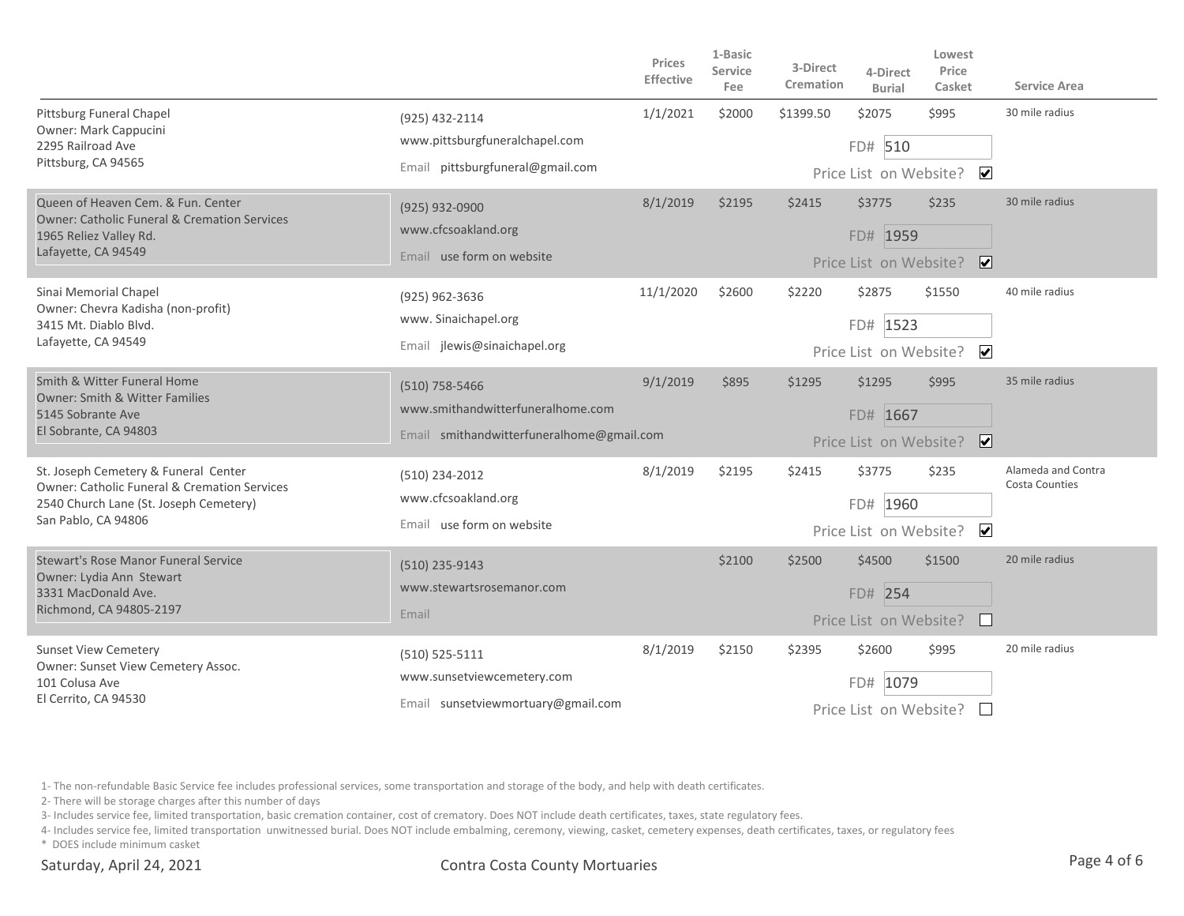| | | Prices Effective | 1-Basic Service Fee | 3-Direct Cremation | 4-Direct Burial | Lowest Price Casket | Service Area |
|---|---|---|---|---|---|---|---|
| Pittsburg Funeral Chapel<br>Owner: Mark Cappucini<br>2295 Railroad Ave<br>Pittsburg, CA 94565 | (925) 432-2114<br>www.pittsburgfuneralchapel.com<br>Email pittsburgfuneral@gmail.com | 1/1/2021 | $2000 | $1399.50 | $2075<br>FD# 510<br>Price List on Website? ☑ | $995 | 30 mile radius |
| Queen of Heaven Cem. & Fun. Center<br>Owner: Catholic Funeral & Cremation Services<br>1965 Reliez Valley Rd.<br>Lafayette, CA 94549 | (925) 932-0900<br>www.cfcsoakland.org<br>Email use form on website | 8/1/2019 | $2195 | $2415 | $3775<br>FD# 1959<br>Price List on Website? ☑ | $235 | 30 mile radius |
| Sinai Memorial Chapel<br>Owner: Chevra Kadisha (non-profit)<br>3415 Mt. Diablo Blvd.<br>Lafayette, CA 94549 | (925) 962-3636<br>www. Sinaichapel.org<br>Email jlewis@sinaichapel.org | 11/1/2020 | $2600 | $2220 | $2875<br>FD# 1523<br>Price List on Website? ☑ | $1550 | 40 mile radius |
| Smith & Witter Funeral Home<br>Owner: Smith & Witter Families<br>5145 Sobrante Ave<br>El Sobrante, CA 94803 | (510) 758-5466<br>www.smithandwitterfuneralhome.com<br>Email smithandwitterfuneralhome@gmail.com | 9/1/2019 | $895 | $1295 | $1295<br>FD# 1667<br>Price List on Website? ☑ | $995 | 35 mile radius |
| St. Joseph Cemetery & Funeral Center<br>Owner: Catholic Funeral & Cremation Services<br>2540 Church Lane (St. Joseph Cemetery)<br>San Pablo, CA 94806 | (510) 234-2012<br>www.cfcsoakland.org<br>Email use form on website | 8/1/2019 | $2195 | $2415 | $3775<br>FD# 1960<br>Price List on Website? ☑ | $235 | Alameda and Contra Costa Counties |
| Stewart's Rose Manor Funeral Service<br>Owner: Lydia Ann Stewart<br>3331 MacDonald Ave.<br>Richmond, CA 94805-2197 | (510) 235-9143<br>www.stewartsrosemanor.com<br>Email | | $2100 | $2500 | $4500<br>FD# 254<br>Price List on Website? ☐ | $1500 | 20 mile radius |
| Sunset View Cemetery<br>Owner: Sunset View Cemetery Assoc.<br>101 Colusa Ave<br>El Cerrito, CA 94530 | (510) 525-5111<br>www.sunsetviewcemetery.com<br>Email sunsetviewmortuary@gmail.com | 8/1/2019 | $2150 | $2395 | $2600<br>FD# 1079<br>Price List on Website? ☐ | $995 | 20 mile radius |

1- The non-refundable Basic Service fee includes professional services, some transportation and storage of the body, and help with death certificates.

2- There will be storage charges after this number of days

3- Includes service fee, limited transportation, basic cremation container, cost of crematory. Does NOT include death certificates, taxes, state regulatory fees.

4- Includes service fee, limited transportation unwitnessed burial. Does NOT include embalming, ceremony, viewing, casket, cemetery expenses, death certificates, taxes, or regulatory fees

* DOES include minimum casket

Saturday, April 24, 2021 Contra Costa County Mortuaries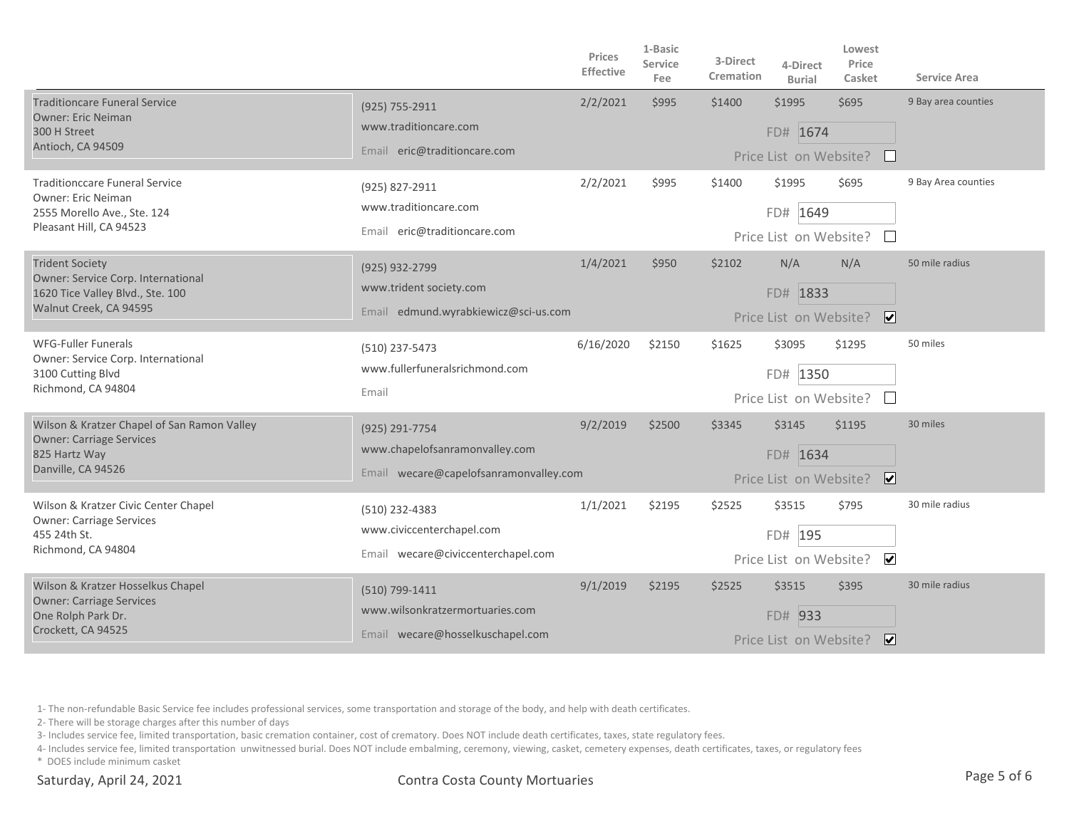| | | Prices Effective | 1-Basic Service Fee | 3-Direct Cremation | 4-Direct Burial | Lowest Price Casket | Service Area |
|---|---|---|---|---|---|---|---|
| Traditioncare Funeral Service<br>Owner: Eric Neiman<br>300 H Street<br>Antioch, CA 94509 | (925) 755-2911<br>www.traditioncare.com<br>Email eric@traditioncare.com | 2/2/2021 | $995 | $1400 | $1995<br>FD# 1674<br>Price List on Website? ☐ | $695 | 9 Bay area counties |
| Traditionccare Funeral Service<br>Owner: Eric Neiman<br>2555 Morello Ave., Ste. 124<br>Pleasant Hill, CA 94523 | (925) 827-2911<br>www.traditioncare.com<br>Email eric@traditioncare.com | 2/2/2021 | $995 | $1400 | $1995<br>FD# 1649<br>Price List on Website? ☐ | $695 | 9 Bay Area counties |
| Trident Society<br>Owner: Service Corp. International<br>1620 Tice Valley Blvd., Ste. 100<br>Walnut Creek, CA 94595 | (925) 932-2799<br>www.trident society.com<br>Email edmund.wyrabkiewicz@sci-us.com | 1/4/2021 | $950 | $2102 | N/A<br>FD# 1833<br>Price List on Website? ☑ | N/A | 50 mile radius |
| WFG-Fuller Funerals<br>Owner: Service Corp. International<br>3100 Cutting Blvd<br>Richmond, CA 94804 | (510) 237-5473<br>www.fullerfuneralsrichmond.com<br>Email | 6/16/2020 | $2150 | $1625 | $3095<br>FD# 1350<br>Price List on Website? ☐ | $1295 | 50 miles |
| Wilson & Kratzer Chapel of San Ramon Valley<br>Owner: Carriage Services<br>825 Hartz Way<br>Danville, CA 94526 | (925) 291-7754<br>www.chapelofsanramonvalley.com<br>Email wecare@capelofsanramonvalley.com | 9/2/2019 | $2500 | $3345 | $3145<br>FD# 1634<br>Price List on Website? ☑ | $1195 | 30 miles |
| Wilson & Kratzer Civic Center Chapel<br>Owner: Carriage Services<br>455 24th St.<br>Richmond, CA 94804 | (510) 232-4383<br>www.civiccenterchapel.com<br>Email wecare@civiccenterchapel.com | 1/1/2021 | $2195 | $2525 | $3515<br>FD# 195<br>Price List on Website? ☑ | $795 | 30 mile radius |
| Wilson & Kratzer Hosselkus Chapel<br>Owner: Carriage Services<br>One Rolph Park Dr.<br>Crockett, CA 94525 | (510) 799-1411<br>www.wilsonkratzermortuaries.com<br>Email wecare@hosselkuschapel.com | 9/1/2019 | $2195 | $2525 | $3515<br>FD# 933<br>Price List on Website? ☑ | $395 | 30 mile radius |

1- The non-refundable Basic Service fee includes professional services, some transportation and storage of the body, and help with death certificates.

2- There will be storage charges after this number of days

3- Includes service fee, limited transportation, basic cremation container, cost of crematory. Does NOT include death certificates, taxes, state regulatory fees.

4- Includes service fee, limited transportation unwitnessed burial. Does NOT include embalming, ceremony, viewing, casket, cemetery expenses, death certificates, taxes, or regulatory fees

* DOES include minimum casket

Saturday, April 24, 2021 — Contra Costa County Mortuaries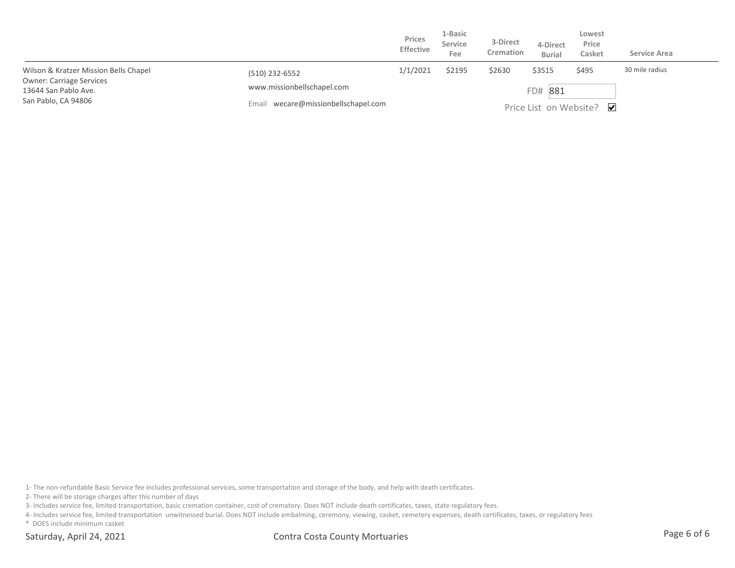| | | Prices Effective | 1-Basic Service Fee | 3-Direct Cremation | 4-Direct Burial | Lowest Price Casket | Service Area |
|---|---|---|---|---|---|---|---|
| Wilson & Kratzer Mission Bells Chapel<br>Owner: Carriage Services<br>13644 San Pablo Ave.<br>San Pablo, CA 94806 | (510) 232-6552<br>www.missionbellschapel.com<br>Email wecare@missionbellschapel.com | 1/1/2021 | $2195 | $2630 | $3515<br>FD# 881<br>Price List on Website? ☑ | $495 | 30 mile radius |

1- The non-refundable Basic Service fee includes professional services, some transportation and storage of the body, and help with death certificates.

2- There will be storage charges after this number of days

3- Includes service fee, limited transportation, basic cremation container, cost of crematory. Does NOT include death certificates, taxes, state regulatory fees.

4- Includes service fee, limited transportation unwitnessed burial. Does NOT include embalming, ceremony, viewing, casket, cemetery expenses, death certificates, taxes, or regulatory fees

\* DOES include minimum casket